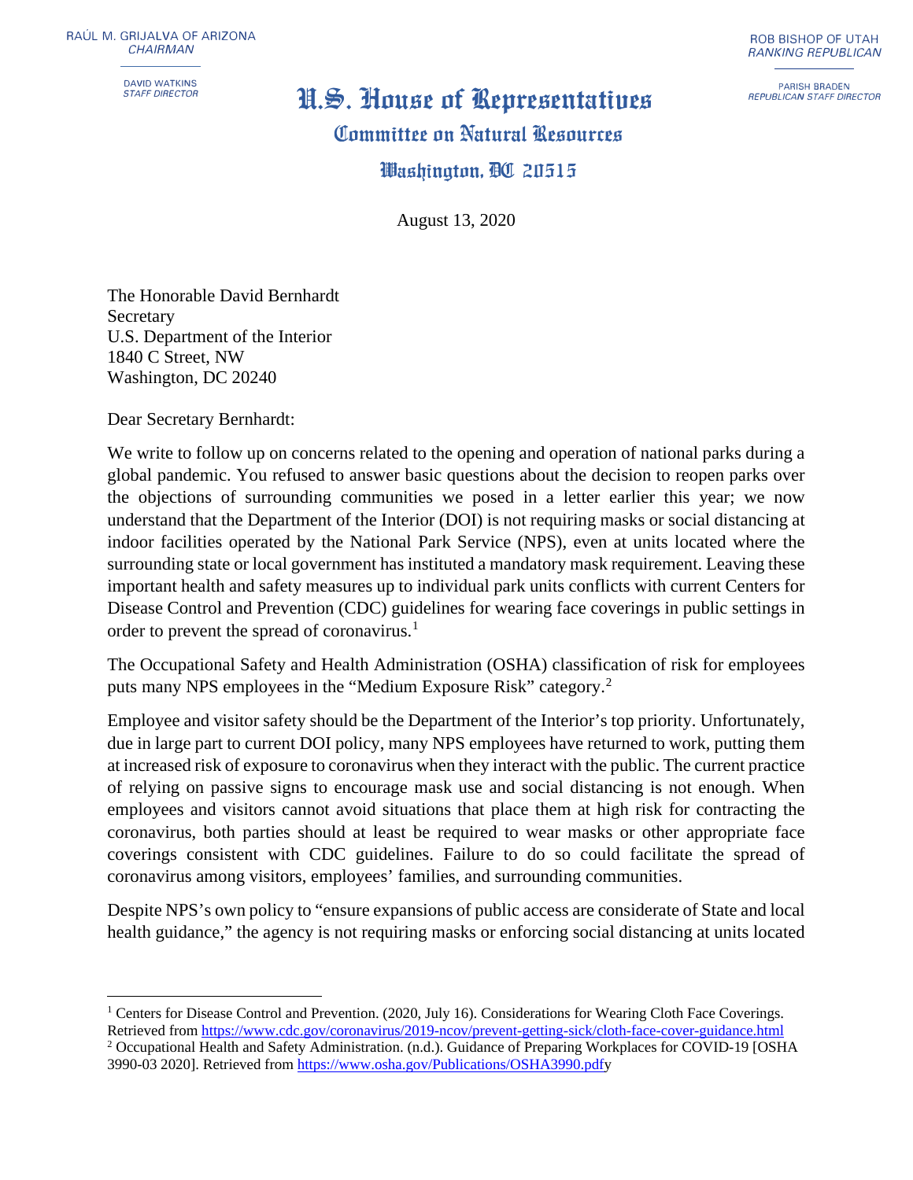RAÚL M. GRIJALVA OF ARIZONA
*CHAIRMAN*

DAVID WATKINS
*STAFF DIRECTOR*

ROB BISHOP OF UTAH
*RANKING REPUBLICAN*

PARISH BRADEN
*REPUBLICAN STAFF DIRECTOR*

# U.S. House of Representatives

## Committee on Natural Resources

### Washington, DC 20515

August 13, 2020

The Honorable David Bernhardt
Secretary
U.S. Department of the Interior
1840 C Street, NW
Washington, DC 20240

Dear Secretary Bernhardt:

We write to follow up on concerns related to the opening and operation of national parks during a global pandemic. You refused to answer basic questions about the decision to reopen parks over the objections of surrounding communities we posed in a letter earlier this year; we now understand that the Department of the Interior (DOI) is not requiring masks or social distancing at indoor facilities operated by the National Park Service (NPS), even at units located where the surrounding state or local government has instituted a mandatory mask requirement. Leaving these important health and safety measures up to individual park units conflicts with current Centers for Disease Control and Prevention (CDC) guidelines for wearing face coverings in public settings in order to prevent the spread of coronavirus.[1]

The Occupational Safety and Health Administration (OSHA) classification of risk for employees puts many NPS employees in the "Medium Exposure Risk" category.[2]

Employee and visitor safety should be the Department of the Interior's top priority. Unfortunately, due in large part to current DOI policy, many NPS employees have returned to work, putting them at increased risk of exposure to coronavirus when they interact with the public. The current practice of relying on passive signs to encourage mask use and social distancing is not enough. When employees and visitors cannot avoid situations that place them at high risk for contracting the coronavirus, both parties should at least be required to wear masks or other appropriate face coverings consistent with CDC guidelines. Failure to do so could facilitate the spread of coronavirus among visitors, employees' families, and surrounding communities.

Despite NPS's own policy to "ensure expansions of public access are considerate of State and local health guidance," the agency is not requiring masks or enforcing social distancing at units located

---

[1] Centers for Disease Control and Prevention. (2020, July 16). Considerations for Wearing Cloth Face Coverings. Retrieved from https://www.cdc.gov/coronavirus/2019-ncov/prevent-getting-sick/cloth-face-cover-guidance.html

[2] Occupational Health and Safety Administration. (n.d.). Guidance of Preparing Workplaces for COVID-19 [OSHA 3990-03 2020]. Retrieved from https://www.osha.gov/Publications/OSHA3990.pdfy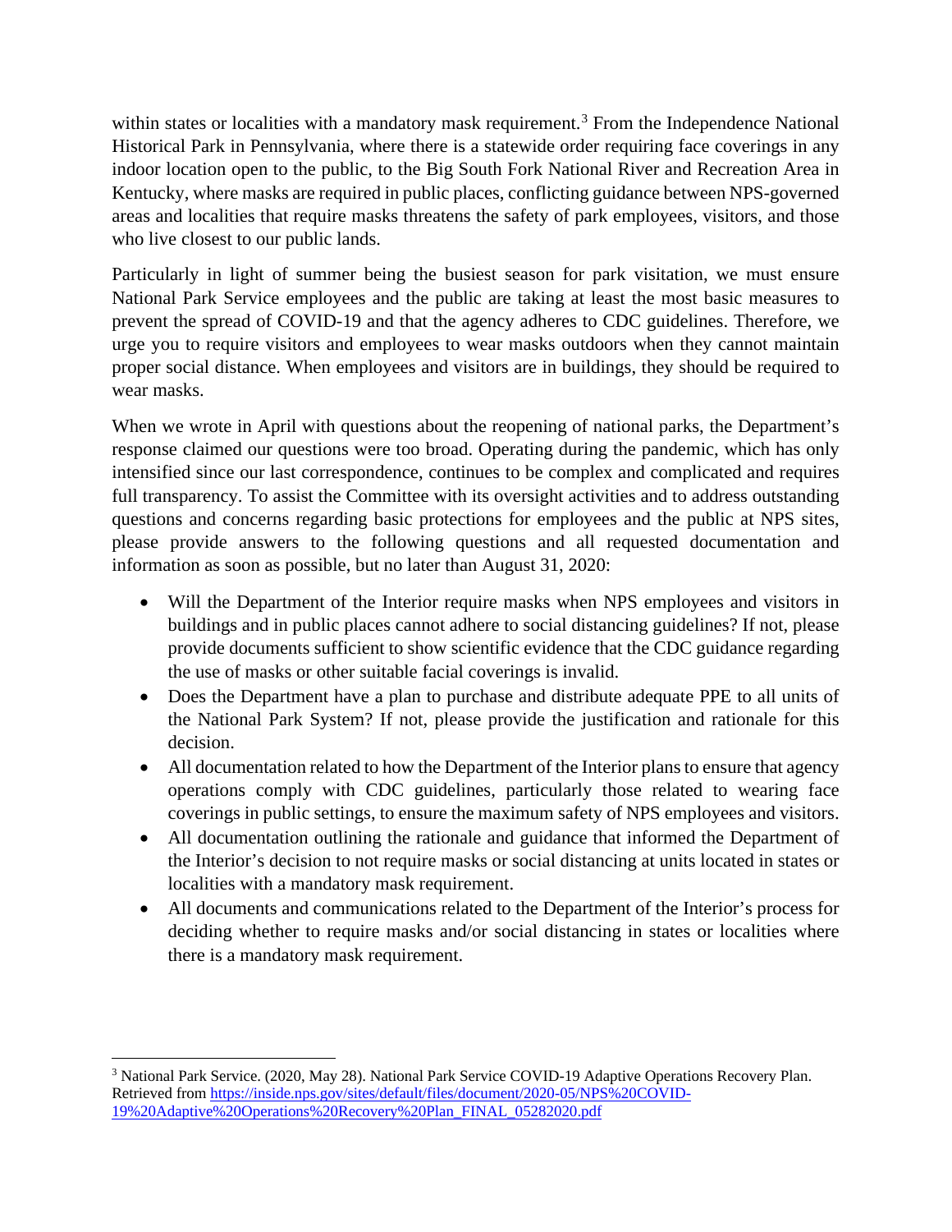within states or localities with a mandatory mask requirement.[3] From the Independence National Historical Park in Pennsylvania, where there is a statewide order requiring face coverings in any indoor location open to the public, to the Big South Fork National River and Recreation Area in Kentucky, where masks are required in public places, conflicting guidance between NPS-governed areas and localities that require masks threatens the safety of park employees, visitors, and those who live closest to our public lands.

Particularly in light of summer being the busiest season for park visitation, we must ensure National Park Service employees and the public are taking at least the most basic measures to prevent the spread of COVID-19 and that the agency adheres to CDC guidelines. Therefore, we urge you to require visitors and employees to wear masks outdoors when they cannot maintain proper social distance. When employees and visitors are in buildings, they should be required to wear masks.

When we wrote in April with questions about the reopening of national parks, the Department's response claimed our questions were too broad. Operating during the pandemic, which has only intensified since our last correspondence, continues to be complex and complicated and requires full transparency. To assist the Committee with its oversight activities and to address outstanding questions and concerns regarding basic protections for employees and the public at NPS sites, please provide answers to the following questions and all requested documentation and information as soon as possible, but no later than August 31, 2020:

- Will the Department of the Interior require masks when NPS employees and visitors in buildings and in public places cannot adhere to social distancing guidelines? If not, please provide documents sufficient to show scientific evidence that the CDC guidance regarding the use of masks or other suitable facial coverings is invalid.
- Does the Department have a plan to purchase and distribute adequate PPE to all units of the National Park System? If not, please provide the justification and rationale for this decision.
- All documentation related to how the Department of the Interior plans to ensure that agency operations comply with CDC guidelines, particularly those related to wearing face coverings in public settings, to ensure the maximum safety of NPS employees and visitors.
- All documentation outlining the rationale and guidance that informed the Department of the Interior's decision to not require masks or social distancing at units located in states or localities with a mandatory mask requirement.
- All documents and communications related to the Department of the Interior's process for deciding whether to require masks and/or social distancing in states or localities where there is a mandatory mask requirement.

---

[3] National Park Service. (2020, May 28). National Park Service COVID-19 Adaptive Operations Recovery Plan. Retrieved from https://inside.nps.gov/sites/default/files/document/2020-05/NPS%20COVID-19%20Adaptive%20Operations%20Recovery%20Plan_FINAL_05282020.pdf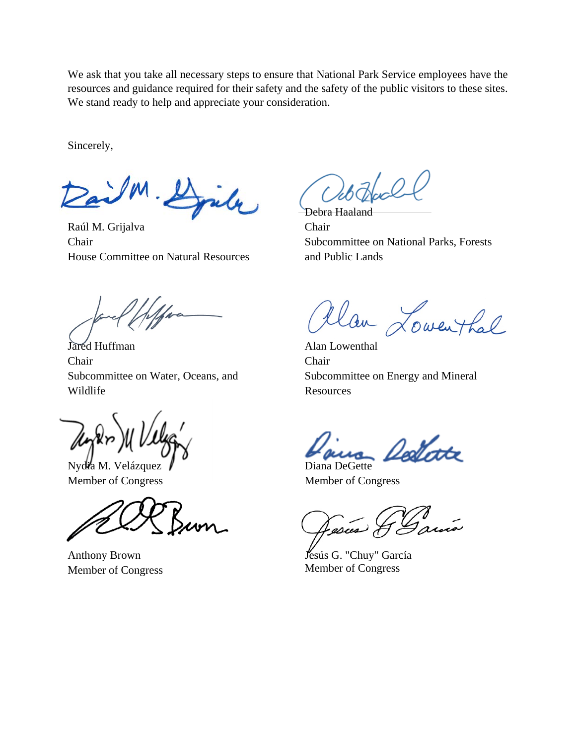We ask that you take all necessary steps to ensure that National Park Service employees have the resources and guidance required for their safety and the safety of the public visitors to these sites. We stand ready to help and appreciate your consideration.

Sincerely,

Raúl M. Grijalva
Chair
House Committee on Natural Resources

Debra Haaland
Chair
Subcommittee on National Parks, Forests and Public Lands

Jared Huffman
Chair
Subcommittee on Water, Oceans, and Wildlife

Alan Lowenthal
Chair
Subcommittee on Energy and Mineral Resources

Nydia M. Velázquez
Member of Congress

Diana DeGette
Member of Congress

Anthony Brown
Member of Congress

Jesús G. "Chuy" García
Member of Congress